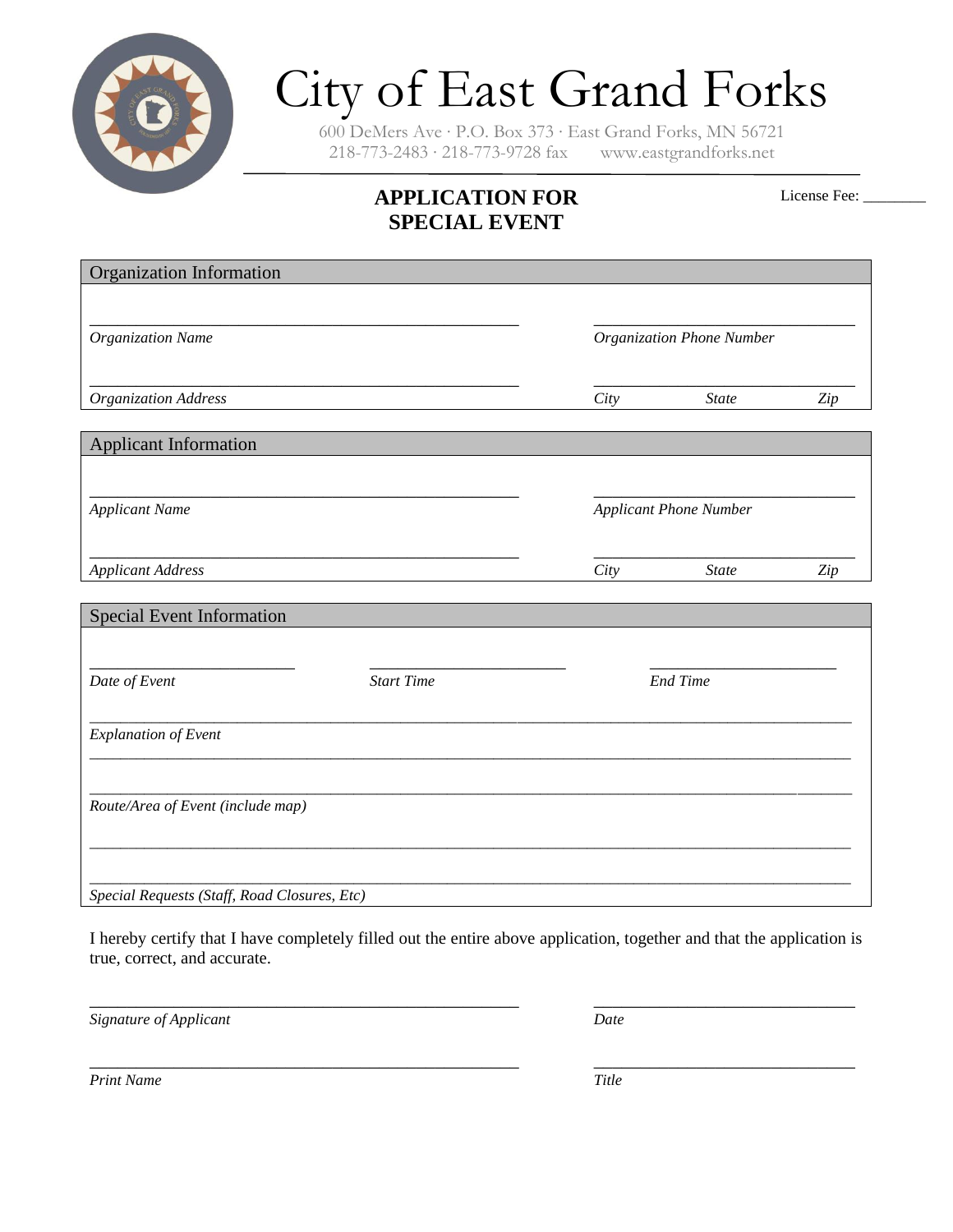# City of East Grand Forks

600 DeMers Ave · P.O. Box 373 · East Grand Forks, MN 56721
218-773-2483 · 218-773-9728 fax www.eastgrandforks.net

## APPLICATION FOR SPECIAL EVENT

License Fee: ________

### Organization Information

_______________________________________________ _____________________________

*Organization Name* *Organization Phone Number*

_______________________________________________ _____________________________

*Organization Address* *City* *State* *Zip*

### Applicant Information

_______________________________________________ _____________________________

*Applicant Name* *Applicant Phone Number*

_______________________________________________ _____________________________

*Applicant Address* *City* *State* *Zip*

### Special Event Information

______________________ ______________________ ______________________

*Date of Event* *Start Time* *End Time*

_____________________________________________________________________________________

*Explanation of Event*

_____________________________________________________________________________________

_____________________________________________________________________________________

*Route/Area of Event (include map)*

_____________________________________________________________________________________

_____________________________________________________________________________________

*Special Requests (Staff, Road Closures, Etc)*

I hereby certify that I have completely filled out the entire above application, together and that the application is true, correct, and accurate.

_______________________________________________ _____________________________

*Signature of Applicant* *Date*

_______________________________________________ _____________________________

*Print Name* *Title*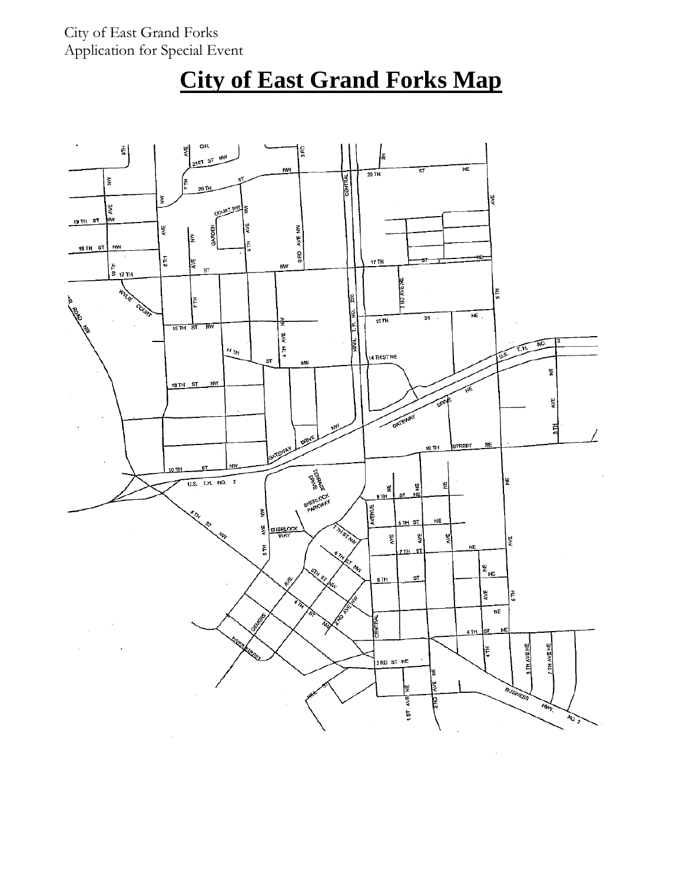# City of East Grand Forks Map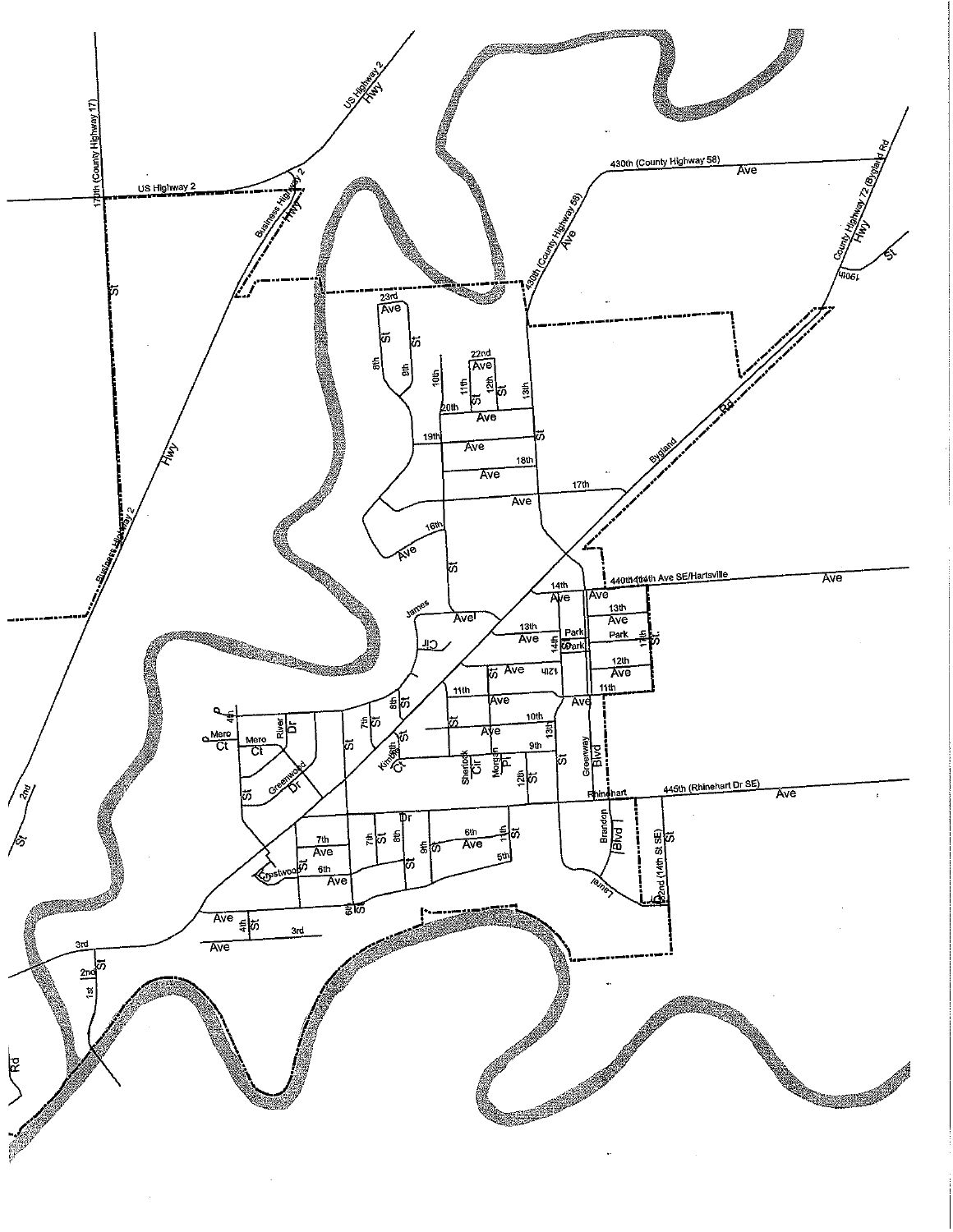US Highway 2 Hwy

170th (County Highway 17) St

US Highway 2

Business Highway 2 Hwy

430th (County Highway 58) Ave

430th (County Highway 58) Ave

County Highway 72 (Bygland Rd) Hwy

190th St

Bygland Rd

440th 14th Ave SE/Hartsville Ave

445th (Rhinehart Dr SE) Ave

Rhinehart Dr

23rd Ave

22nd Ave

20th Ave

19th Ave

18th Ave

17th Ave

16th Ave

14th Ave

13th Ave

12th Ave

11th Ave

10th Ave

9th Ave

7th Ave

6th Ave

5th

3rd Ave

8th St

9th St

10th St

11th St

12th St

13th St

14th St

17th St

James Ave

James Cir

Park

Mero Ct

River Dr

Greenwood Dr

Kimberly Ct

Sherlock Cir

Moreish Pl

Greenway Blvd

Brandon Blvd

Laurel

Crestwood

22nd (14th St SE) St

4th St

7th St

1st

2nd St

Rd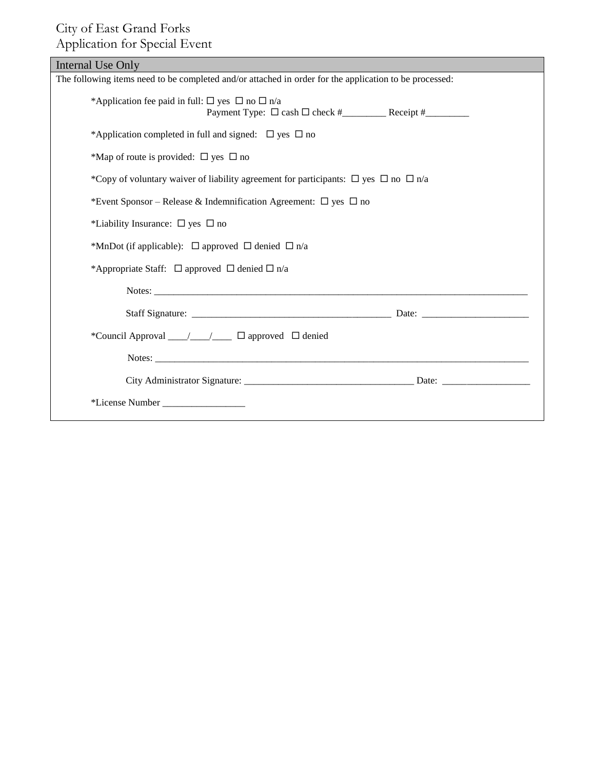City of East Grand Forks
Application for Special Event

## Internal Use Only

The following items need to be completed and/or attached in order for the application to be processed:

*Application fee paid in full: ☐ yes ☐ no ☐ n/a
Payment Type: ☐ cash ☐ check #_________ Receipt #_________

*Application completed in full and signed: ☐ yes ☐ no

*Map of route is provided: ☐ yes ☐ no

*Copy of voluntary waiver of liability agreement for participants: ☐ yes ☐ no ☐ n/a

*Event Sponsor – Release & Indemnification Agreement: ☐ yes ☐ no

*Liability Insurance: ☐ yes ☐ no

*MnDot (if applicable): ☐ approved ☐ denied ☐ n/a

*Appropriate Staff: ☐ approved ☐ denied ☐ n/a

Notes: ________________________________________________________________________________

Staff Signature: __________________________________________ Date: ______________________

*Council Approval ____/____/____ ☐ approved ☐ denied

Notes: ________________________________________________________________________________

City Administrator Signature: ___________________________________ Date: __________________

*License Number _________________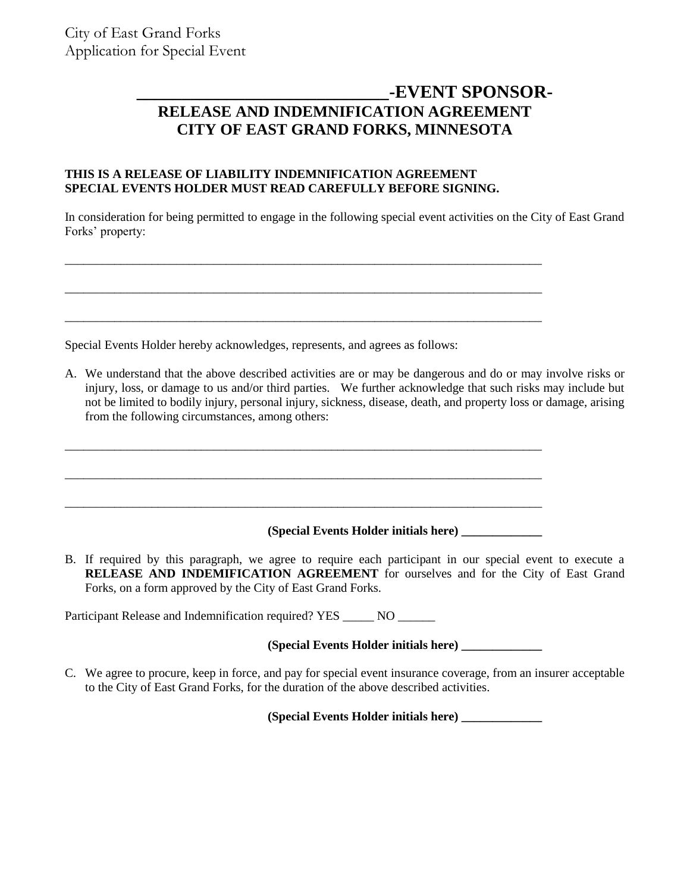City of East Grand Forks
Application for Special Event

## \_\_\_\_\_\_\_\_\_\_\_\_\_\_\_\_\_\_\_\_\_\_\_\_\_\_\_\_-EVENT SPONSOR-
## RELEASE AND INDEMNIFICATION AGREEMENT
## CITY OF EAST GRAND FORKS, MINNESOTA

**THIS IS A RELEASE OF LIABILITY INDEMNIFICATION AGREEMENT**
**SPECIAL EVENTS HOLDER MUST READ CAREFULLY BEFORE SIGNING.**

In consideration for being permitted to engage in the following special event activities on the City of East Grand Forks' property:

\_\_\_\_\_\_\_\_\_\_\_\_\_\_\_\_\_\_\_\_\_\_\_\_\_\_\_\_\_\_\_\_\_\_\_\_\_\_\_\_\_\_\_\_\_\_\_\_\_\_\_\_\_\_\_\_\_\_\_\_\_\_\_\_\_\_\_\_\_\_\_\_\_\_\_\_

\_\_\_\_\_\_\_\_\_\_\_\_\_\_\_\_\_\_\_\_\_\_\_\_\_\_\_\_\_\_\_\_\_\_\_\_\_\_\_\_\_\_\_\_\_\_\_\_\_\_\_\_\_\_\_\_\_\_\_\_\_\_\_\_\_\_\_\_\_\_\_\_\_\_\_\_

\_\_\_\_\_\_\_\_\_\_\_\_\_\_\_\_\_\_\_\_\_\_\_\_\_\_\_\_\_\_\_\_\_\_\_\_\_\_\_\_\_\_\_\_\_\_\_\_\_\_\_\_\_\_\_\_\_\_\_\_\_\_\_\_\_\_\_\_\_\_\_\_\_\_\_\_

Special Events Holder hereby acknowledges, represents, and agrees as follows:

A. We understand that the above described activities are or may be dangerous and do or may involve risks or injury, loss, or damage to us and/or third parties. We further acknowledge that such risks may include but not be limited to bodily injury, personal injury, sickness, disease, death, and property loss or damage, arising from the following circumstances, among others:

\_\_\_\_\_\_\_\_\_\_\_\_\_\_\_\_\_\_\_\_\_\_\_\_\_\_\_\_\_\_\_\_\_\_\_\_\_\_\_\_\_\_\_\_\_\_\_\_\_\_\_\_\_\_\_\_\_\_\_\_\_\_\_\_\_\_\_\_\_\_\_\_\_\_\_\_

\_\_\_\_\_\_\_\_\_\_\_\_\_\_\_\_\_\_\_\_\_\_\_\_\_\_\_\_\_\_\_\_\_\_\_\_\_\_\_\_\_\_\_\_\_\_\_\_\_\_\_\_\_\_\_\_\_\_\_\_\_\_\_\_\_\_\_\_\_\_\_\_\_\_\_\_

\_\_\_\_\_\_\_\_\_\_\_\_\_\_\_\_\_\_\_\_\_\_\_\_\_\_\_\_\_\_\_\_\_\_\_\_\_\_\_\_\_\_\_\_\_\_\_\_\_\_\_\_\_\_\_\_\_\_\_\_\_\_\_\_\_\_\_\_\_\_\_\_\_\_\_\_

**(Special Events Holder initials here) \_\_\_\_\_\_\_\_\_\_\_\_\_**

B. If required by this paragraph, we agree to require each participant in our special event to execute a **RELEASE AND INDEMIFICATION AGREEMENT** for ourselves and for the City of East Grand Forks, on a form approved by the City of East Grand Forks.

Participant Release and Indemnification required? YES \_\_\_\_\_ NO \_\_\_\_\_\_

**(Special Events Holder initials here) \_\_\_\_\_\_\_\_\_\_\_\_\_**

C. We agree to procure, keep in force, and pay for special event insurance coverage, from an insurer acceptable to the City of East Grand Forks, for the duration of the above described activities.

**(Special Events Holder initials here) \_\_\_\_\_\_\_\_\_\_\_\_\_**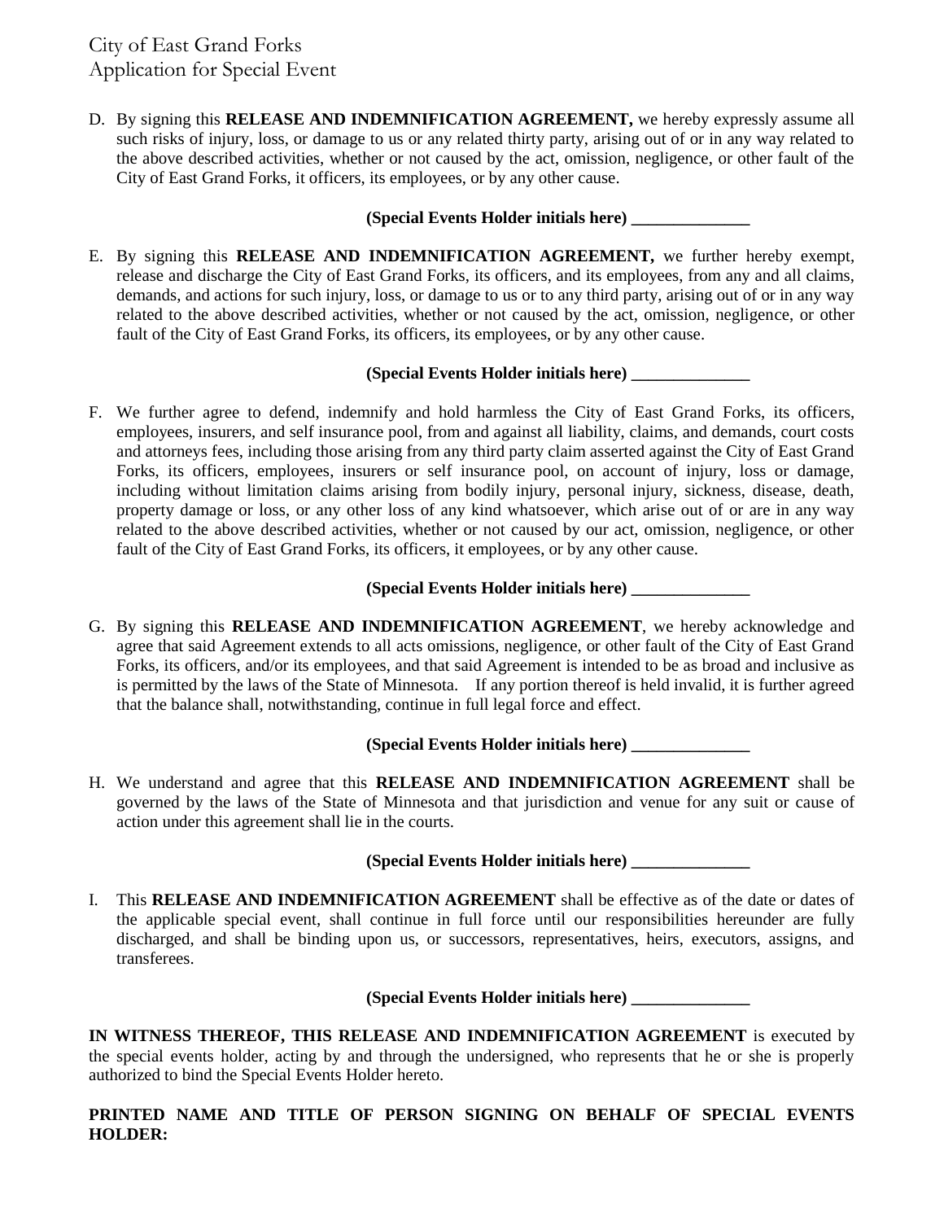D. By signing this **RELEASE AND INDEMNIFICATION AGREEMENT,** we hereby expressly assume all such risks of injury, loss, or damage to us or any related thirty party, arising out of or in any way related to the above described activities, whether or not caused by the act, omission, negligence, or other fault of the City of East Grand Forks, it officers, its employees, or by any other cause.

**(Special Events Holder initials here) ______________**

E. By signing this **RELEASE AND INDEMNIFICATION AGREEMENT,** we further hereby exempt, release and discharge the City of East Grand Forks, its officers, and its employees, from any and all claims, demands, and actions for such injury, loss, or damage to us or to any third party, arising out of or in any way related to the above described activities, whether or not caused by the act, omission, negligence, or other fault of the City of East Grand Forks, its officers, its employees, or by any other cause.

**(Special Events Holder initials here) ______________**

F. We further agree to defend, indemnify and hold harmless the City of East Grand Forks, its officers, employees, insurers, and self insurance pool, from and against all liability, claims, and demands, court costs and attorneys fees, including those arising from any third party claim asserted against the City of East Grand Forks, its officers, employees, insurers or self insurance pool, on account of injury, loss or damage, including without limitation claims arising from bodily injury, personal injury, sickness, disease, death, property damage or loss, or any other loss of any kind whatsoever, which arise out of or are in any way related to the above described activities, whether or not caused by our act, omission, negligence, or other fault of the City of East Grand Forks, its officers, it employees, or by any other cause.

**(Special Events Holder initials here) ______________**

G. By signing this **RELEASE AND INDEMNIFICATION AGREEMENT**, we hereby acknowledge and agree that said Agreement extends to all acts omissions, negligence, or other fault of the City of East Grand Forks, its officers, and/or its employees, and that said Agreement is intended to be as broad and inclusive as is permitted by the laws of the State of Minnesota. If any portion thereof is held invalid, it is further agreed that the balance shall, notwithstanding, continue in full legal force and effect.

**(Special Events Holder initials here) ______________**

H. We understand and agree that this **RELEASE AND INDEMNIFICATION AGREEMENT** shall be governed by the laws of the State of Minnesota and that jurisdiction and venue for any suit or cause of action under this agreement shall lie in the courts.

**(Special Events Holder initials here) ______________**

I. This **RELEASE AND INDEMNIFICATION AGREEMENT** shall be effective as of the date or dates of the applicable special event, shall continue in full force until our responsibilities hereunder are fully discharged, and shall be binding upon us, or successors, representatives, heirs, executors, assigns, and transferees.

**(Special Events Holder initials here) ______________**

**IN WITNESS THEREOF, THIS RELEASE AND INDEMNIFICATION AGREEMENT** is executed by the special events holder, acting by and through the undersigned, who represents that he or she is properly authorized to bind the Special Events Holder hereto.

**PRINTED NAME AND TITLE OF PERSON SIGNING ON BEHALF OF SPECIAL EVENTS HOLDER:**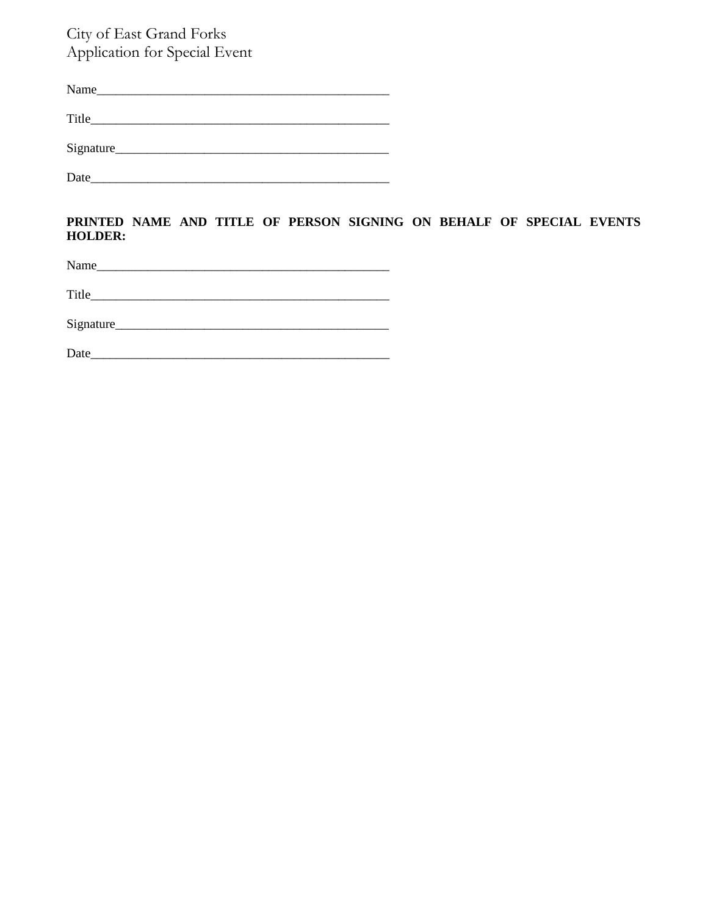Name_______________________________________________

Title_______________________________________________

Signature___________________________________________

Date_______________________________________________

**PRINTED NAME AND TITLE OF PERSON SIGNING ON BEHALF OF SPECIAL EVENTS HOLDER:**

Name_______________________________________________

Title_______________________________________________

Signature___________________________________________

Date_______________________________________________